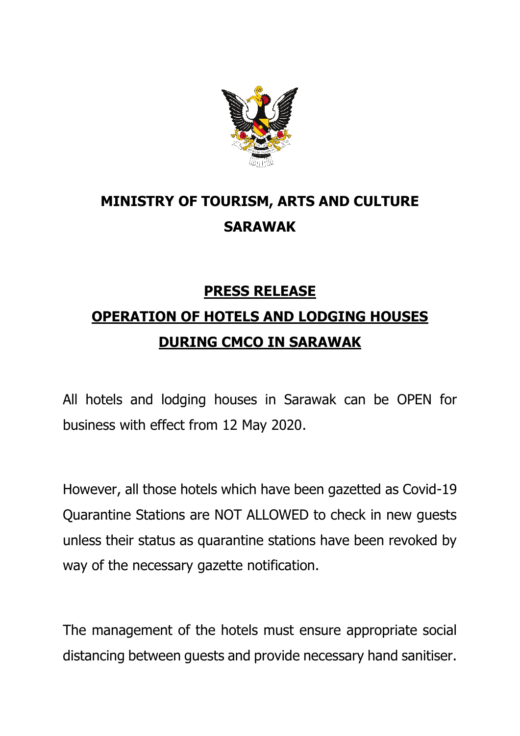# MINISTRY OF TOURISM, ARTS AND CULTURE SARAWAK

## PRESS RELEASE

## OPERATION OF HOTELS AND LODGING HOUSES DURING CMCO IN SARAWAK

All hotels and lodging houses in Sarawak can be OPEN for business with effect from 12 May 2020.

However, all those hotels which have been gazetted as Covid-19 Quarantine Stations are NOT ALLOWED to check in new guests unless their status as quarantine stations have been revoked by way of the necessary gazette notification.

The management of the hotels must ensure appropriate social distancing between guests and provide necessary hand sanitiser.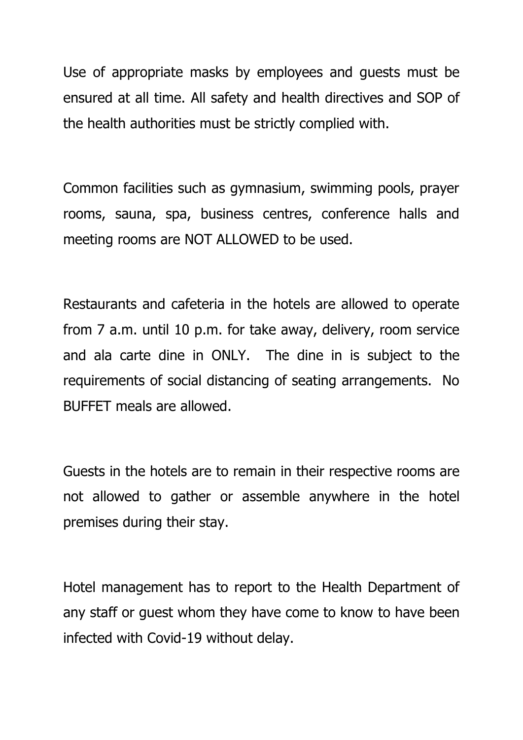Use of appropriate masks by employees and guests must be ensured at all time. All safety and health directives and SOP of the health authorities must be strictly complied with.

Common facilities such as gymnasium, swimming pools, prayer rooms, sauna, spa, business centres, conference halls and meeting rooms are NOT ALLOWED to be used.

Restaurants and cafeteria in the hotels are allowed to operate from 7 a.m. until 10 p.m. for take away, delivery, room service and ala carte dine in ONLY. The dine in is subject to the requirements of social distancing of seating arrangements. No BUFFET meals are allowed.

Guests in the hotels are to remain in their respective rooms are not allowed to gather or assemble anywhere in the hotel premises during their stay.

Hotel management has to report to the Health Department of any staff or guest whom they have come to know to have been infected with Covid-19 without delay.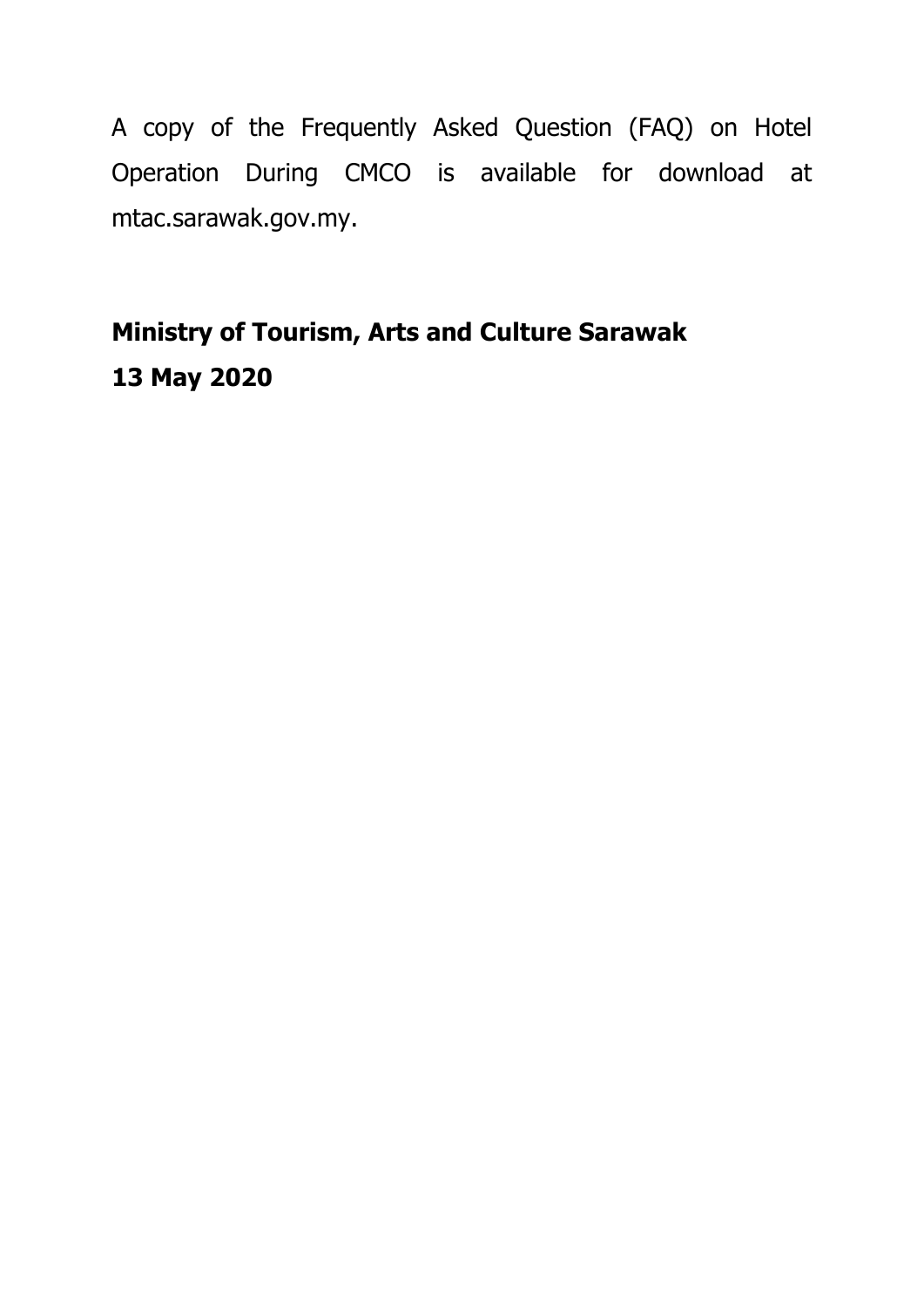A copy of the Frequently Asked Question (FAQ) on Hotel Operation During CMCO is available for download at mtac.sarawak.gov.my.

**Ministry of Tourism, Arts and Culture Sarawak**
**13 May 2020**